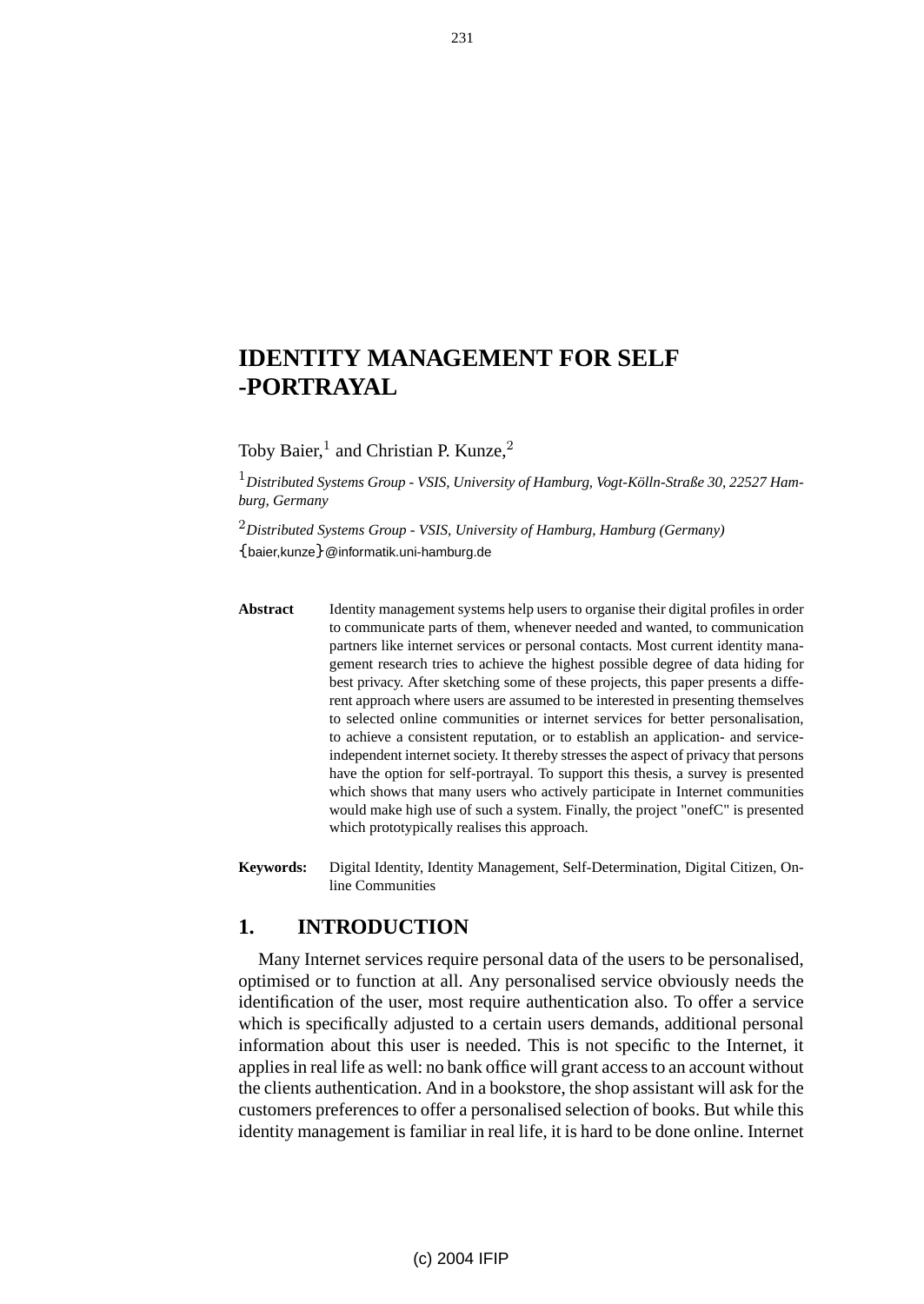# IDENTITY MANAGEMENT FOR SELF -PORTRAYAL

Toby Baier,[1] and Christian P. Kunze,[2]

[1] *Distributed Systems Group - VSIS, University of Hamburg, Vogt-Kölln-Straße 30, 22527 Hamburg, Germany*

[2] *Distributed Systems Group - VSIS, University of Hamburg, Hamburg (Germany)*
{baier,kunze}@informatik.uni-hamburg.de

**Abstract** Identity management systems help users to organise their digital profiles in order to communicate parts of them, whenever needed and wanted, to communication partners like internet services or personal contacts. Most current identity management research tries to achieve the highest possible degree of data hiding for best privacy. After sketching some of these projects, this paper presents a different approach where users are assumed to be interested in presenting themselves to selected online communities or internet services for better personalisation, to achieve a consistent reputation, or to establish an application- and service-independent internet society. It thereby stresses the aspect of privacy that persons have the option for self-portrayal. To support this thesis, a survey is presented which shows that many users who actively participate in Internet communities would make high use of such a system. Finally, the project "onefC" is presented which prototypically realises this approach.

**Keywords:** Digital Identity, Identity Management, Self-Determination, Digital Citizen, Online Communities

## 1. INTRODUCTION

Many Internet services require personal data of the users to be personalised, optimised or to function at all. Any personalised service obviously needs the identification of the user, most require authentication also. To offer a service which is specifically adjusted to a certain users demands, additional personal information about this user is needed. This is not specific to the Internet, it applies in real life as well: no bank office will grant access to an account without the clients authentication. And in a bookstore, the shop assistant will ask for the customers preferences to offer a personalised selection of books. But while this identity management is familiar in real life, it is hard to be done online. Internet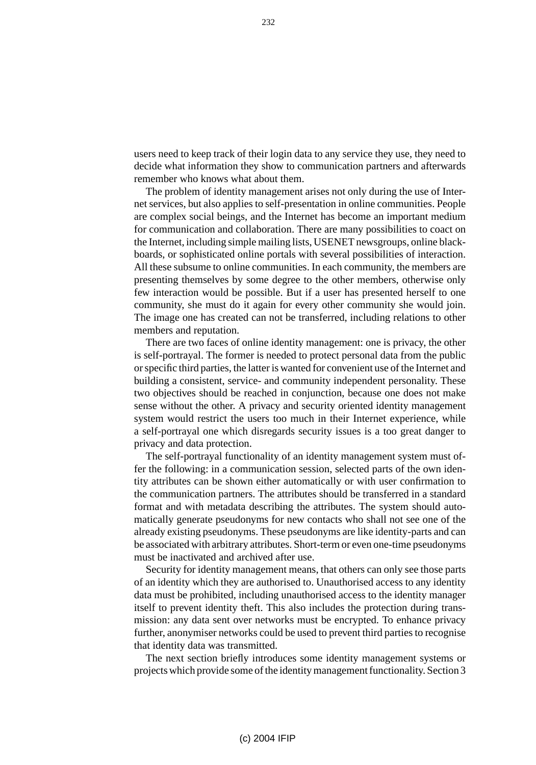users need to keep track of their login data to any service they use, they need to decide what information they show to communication partners and afterwards remember who knows what about them.

The problem of identity management arises not only during the use of Internet services, but also applies to self-presentation in online communities. People are complex social beings, and the Internet has become an important medium for communication and collaboration. There are many possibilities to coact on the Internet, including simple mailing lists, USENET newsgroups, online blackboards, or sophisticated online portals with several possibilities of interaction. All these subsume to online communities. In each community, the members are presenting themselves by some degree to the other members, otherwise only few interaction would be possible. But if a user has presented herself to one community, she must do it again for every other community she would join. The image one has created can not be transferred, including relations to other members and reputation.

There are two faces of online identity management: one is privacy, the other is self-portrayal. The former is needed to protect personal data from the public or specific third parties, the latter is wanted for convenient use of the Internet and building a consistent, service- and community independent personality. These two objectives should be reached in conjunction, because one does not make sense without the other. A privacy and security oriented identity management system would restrict the users too much in their Internet experience, while a self-portrayal one which disregards security issues is a too great danger to privacy and data protection.

The self-portrayal functionality of an identity management system must offer the following: in a communication session, selected parts of the own identity attributes can be shown either automatically or with user confirmation to the communication partners. The attributes should be transferred in a standard format and with metadata describing the attributes. The system should automatically generate pseudonyms for new contacts who shall not see one of the already existing pseudonyms. These pseudonyms are like identity-parts and can be associated with arbitrary attributes. Short-term or even one-time pseudonyms must be inactivated and archived after use.

Security for identity management means, that others can only see those parts of an identity which they are authorised to. Unauthorised access to any identity data must be prohibited, including unauthorised access to the identity manager itself to prevent identity theft. This also includes the protection during transmission: any data sent over networks must be encrypted. To enhance privacy further, anonymiser networks could be used to prevent third parties to recognise that identity data was transmitted.

The next section briefly introduces some identity management systems or projects which provide some of the identity management functionality. Section 3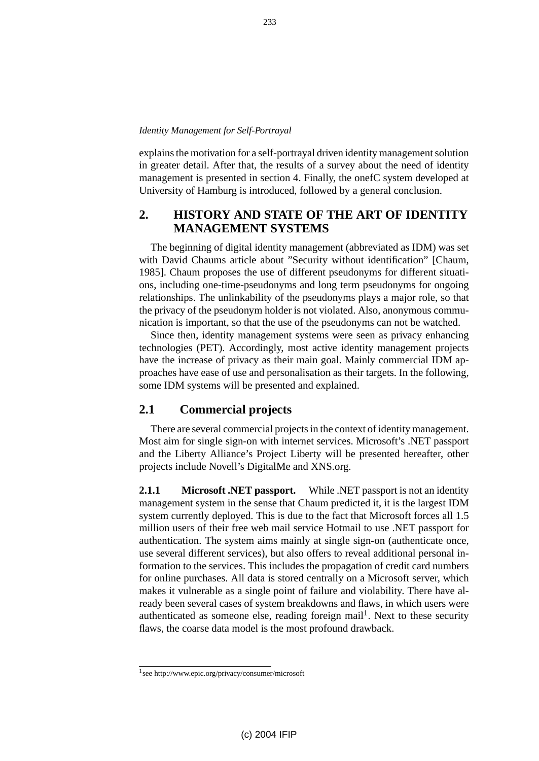explains the motivation for a self-portrayal driven identity management solution in greater detail. After that, the results of a survey about the need of identity management is presented in section 4. Finally, the onefC system developed at University of Hamburg is introduced, followed by a general conclusion.

## 2. HISTORY AND STATE OF THE ART OF IDENTITY MANAGEMENT SYSTEMS

The beginning of digital identity management (abbreviated as IDM) was set with David Chaums article about "Security without identification" [Chaum, 1985]. Chaum proposes the use of different pseudonyms for different situations, including one-time-pseudonyms and long term pseudonyms for ongoing relationships. The unlinkability of the pseudonyms plays a major role, so that the privacy of the pseudonym holder is not violated. Also, anonymous communication is important, so that the use of the pseudonyms can not be watched.

Since then, identity management systems were seen as privacy enhancing technologies (PET). Accordingly, most active identity management projects have the increase of privacy as their main goal. Mainly commercial IDM approaches have ease of use and personalisation as their targets. In the following, some IDM systems will be presented and explained.

### 2.1 Commercial projects

There are several commercial projects in the context of identity management. Most aim for single sign-on with internet services. Microsoft's .NET passport and the Liberty Alliance's Project Liberty will be presented hereafter, other projects include Novell's DigitalMe and XNS.org.

**2.1.1 Microsoft .NET passport.** While .NET passport is not an identity management system in the sense that Chaum predicted it, it is the largest IDM system currently deployed. This is due to the fact that Microsoft forces all 1.5 million users of their free web mail service Hotmail to use .NET passport for authentication. The system aims mainly at single sign-on (authenticate once, use several different services), but also offers to reveal additional personal information to the services. This includes the propagation of credit card numbers for online purchases. All data is stored centrally on a Microsoft server, which makes it vulnerable as a single point of failure and violability. There have already been several cases of system breakdowns and flaws, in which users were authenticated as someone else, reading foreign mail[1]. Next to these security flaws, the coarse data model is the most profound drawback.

[1] see http://www.epic.org/privacy/consumer/microsoft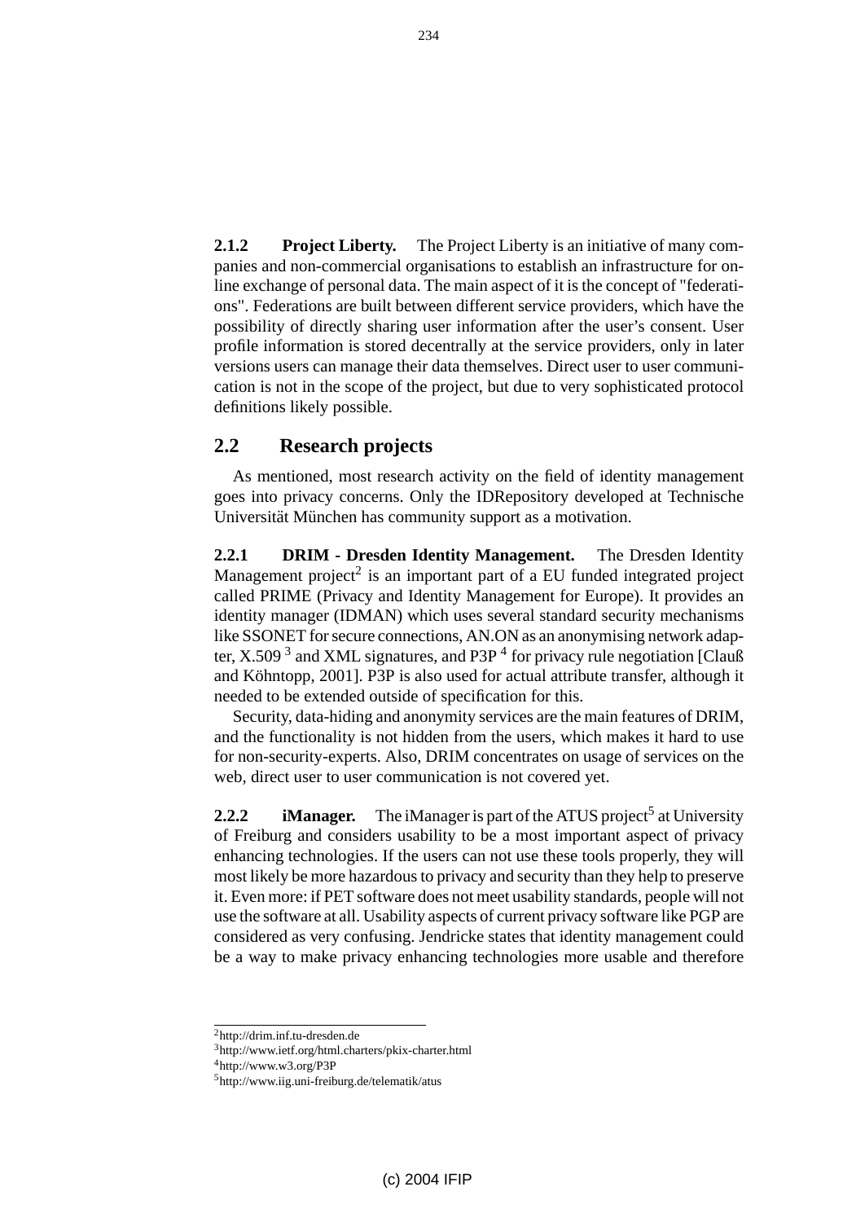**2.1.2 Project Liberty.** The Project Liberty is an initiative of many companies and non-commercial organisations to establish an infrastructure for online exchange of personal data. The main aspect of it is the concept of "federations". Federations are built between different service providers, which have the possibility of directly sharing user information after the user's consent. User profile information is stored decentrally at the service providers, only in later versions users can manage their data themselves. Direct user to user communication is not in the scope of the project, but due to very sophisticated protocol definitions likely possible.

## 2.2 Research projects

As mentioned, most research activity on the field of identity management goes into privacy concerns. Only the IDRepository developed at Technische Universität München has community support as a motivation.

**2.2.1 DRIM - Dresden Identity Management.** The Dresden Identity Management project[2] is an important part of a EU funded integrated project called PRIME (Privacy and Identity Management for Europe). It provides an identity manager (IDMAN) which uses several standard security mechanisms like SSONET for secure connections, AN.ON as an anonymising network adapter, X.509 [3] and XML signatures, and P3P [4] for privacy rule negotiation [Clauß and Köhntopp, 2001]. P3P is also used for actual attribute transfer, although it needed to be extended outside of specification for this.

Security, data-hiding and anonymity services are the main features of DRIM, and the functionality is not hidden from the users, which makes it hard to use for non-security-experts. Also, DRIM concentrates on usage of services on the web, direct user to user communication is not covered yet.

**2.2.2 iManager.** The iManager is part of the ATUS project[5] at University of Freiburg and considers usability to be a most important aspect of privacy enhancing technologies. If the users can not use these tools properly, they will most likely be more hazardous to privacy and security than they help to preserve it. Even more: if PET software does not meet usability standards, people will not use the software at all. Usability aspects of current privacy software like PGP are considered as very confusing. Jendricke states that identity management could be a way to make privacy enhancing technologies more usable and therefore

[2] http://drim.inf.tu-dresden.de

[3] http://www.ietf.org/html.charters/pkix-charter.html

[4] http://www.w3.org/P3P

[5] http://www.iig.uni-freiburg.de/telematik/atus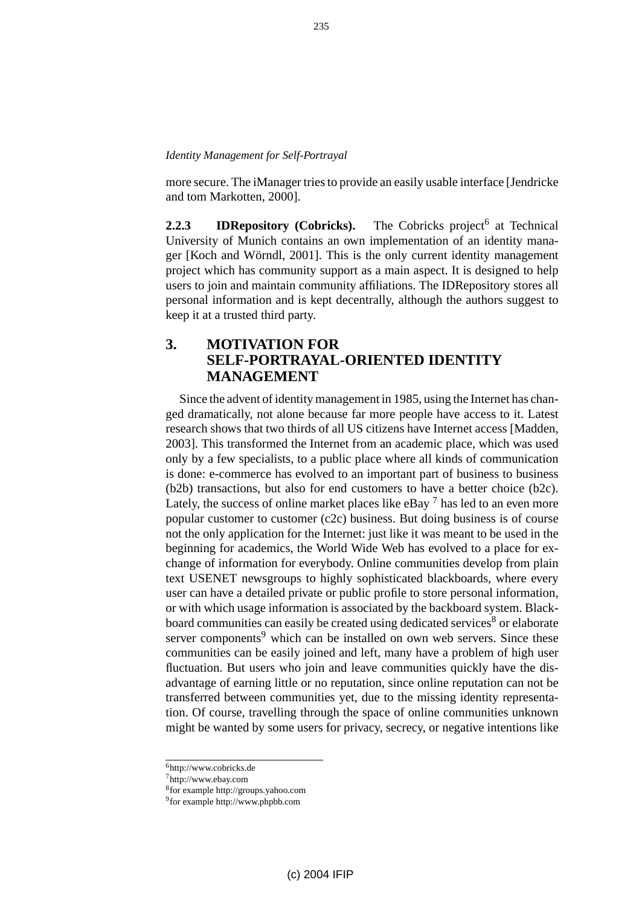more secure. The iManager tries to provide an easily usable interface [Jendricke and tom Markotten, 2000].

**2.2.3 IDRepository (Cobricks).** The Cobricks project[6] at Technical University of Munich contains an own implementation of an identity manager [Koch and Wörndl, 2001]. This is the only current identity management project which has community support as a main aspect. It is designed to help users to join and maintain community affiliations. The IDRepository stores all personal information and is kept decentrally, although the authors suggest to keep it at a trusted third party.

## 3. MOTIVATION FOR SELF-PORTRAYAL-ORIENTED IDENTITY MANAGEMENT

Since the advent of identity management in 1985, using the Internet has changed dramatically, not alone because far more people have access to it. Latest research shows that two thirds of all US citizens have Internet access [Madden, 2003]. This transformed the Internet from an academic place, which was used only by a few specialists, to a public place where all kinds of communication is done: e-commerce has evolved to an important part of business to business (b2b) transactions, but also for end customers to have a better choice (b2c). Lately, the success of online market places like eBay [7] has led to an even more popular customer to customer (c2c) business. But doing business is of course not the only application for the Internet: just like it was meant to be used in the beginning for academics, the World Wide Web has evolved to a place for exchange of information for everybody. Online communities develop from plain text USENET newsgroups to highly sophisticated blackboards, where every user can have a detailed private or public profile to store personal information, or with which usage information is associated by the backboard system. Blackboard communities can easily be created using dedicated services[8] or elaborate server components[9] which can be installed on own web servers. Since these communities can be easily joined and left, many have a problem of high user fluctuation. But users who join and leave communities quickly have the disadvantage of earning little or no reputation, since online reputation can not be transferred between communities yet, due to the missing identity representation. Of course, travelling through the space of online communities unknown might be wanted by some users for privacy, secrecy, or negative intentions like

---

[6] http://www.cobricks.de

[7] http://www.ebay.com

[8] for example http://groups.yahoo.com

[9] for example http://www.phpbb.com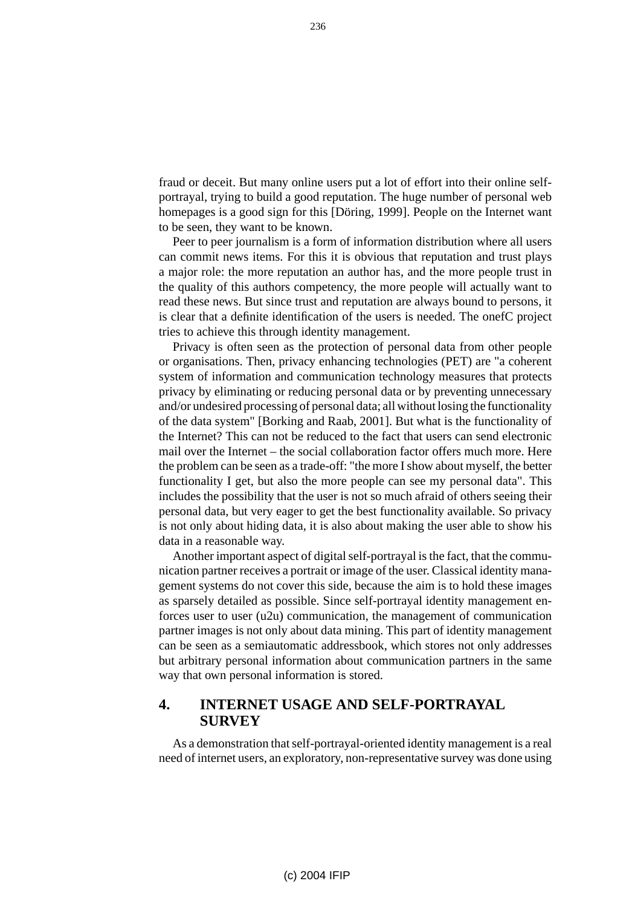fraud or deceit. But many online users put a lot of effort into their online self-portrayal, trying to build a good reputation. The huge number of personal web homepages is a good sign for this [Döring, 1999]. People on the Internet want to be seen, they want to be known.

Peer to peer journalism is a form of information distribution where all users can commit news items. For this it is obvious that reputation and trust plays a major role: the more reputation an author has, and the more people trust in the quality of this authors competency, the more people will actually want to read these news. But since trust and reputation are always bound to persons, it is clear that a definite identification of the users is needed. The onefC project tries to achieve this through identity management.

Privacy is often seen as the protection of personal data from other people or organisations. Then, privacy enhancing technologies (PET) are "a coherent system of information and communication technology measures that protects privacy by eliminating or reducing personal data or by preventing unnecessary and/or undesired processing of personal data; all without losing the functionality of the data system" [Borking and Raab, 2001]. But what is the functionality of the Internet? This can not be reduced to the fact that users can send electronic mail over the Internet – the social collaboration factor offers much more. Here the problem can be seen as a trade-off: "the more I show about myself, the better functionality I get, but also the more people can see my personal data". This includes the possibility that the user is not so much afraid of others seeing their personal data, but very eager to get the best functionality available. So privacy is not only about hiding data, it is also about making the user able to show his data in a reasonable way.

Another important aspect of digital self-portrayal is the fact, that the communication partner receives a portrait or image of the user. Classical identity management systems do not cover this side, because the aim is to hold these images as sparsely detailed as possible. Since self-portrayal identity management enforces user to user (u2u) communication, the management of communication partner images is not only about data mining. This part of identity management can be seen as a semiautomatic addressbook, which stores not only addresses but arbitrary personal information about communication partners in the same way that own personal information is stored.

## 4. INTERNET USAGE AND SELF-PORTRAYAL SURVEY

As a demonstration that self-portrayal-oriented identity management is a real need of internet users, an exploratory, non-representative survey was done using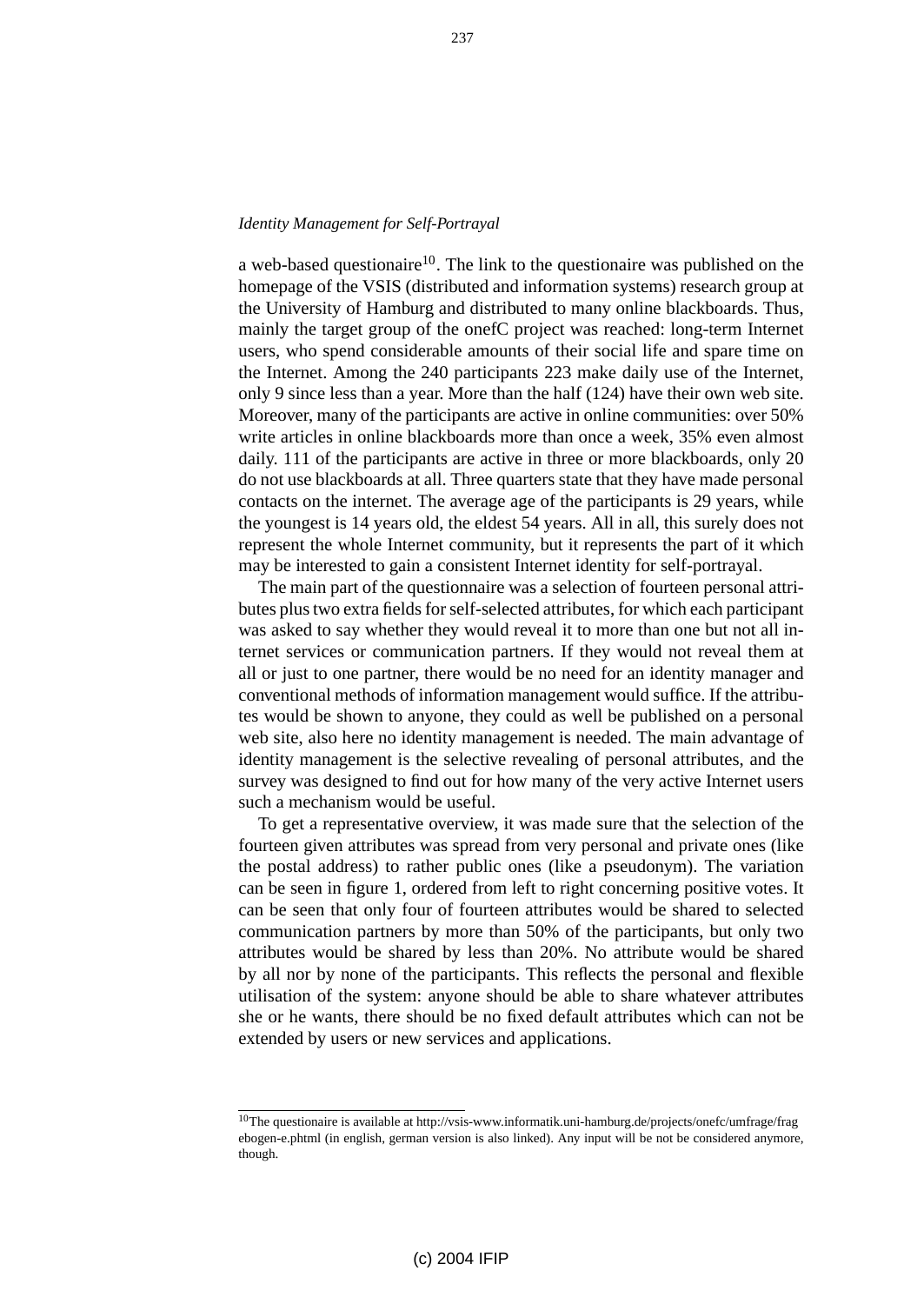a web-based questionaire[10]. The link to the questionaire was published on the homepage of the VSIS (distributed and information systems) research group at the University of Hamburg and distributed to many online blackboards. Thus, mainly the target group of the onefC project was reached: long-term Internet users, who spend considerable amounts of their social life and spare time on the Internet. Among the 240 participants 223 make daily use of the Internet, only 9 since less than a year. More than the half (124) have their own web site. Moreover, many of the participants are active in online communities: over 50% write articles in online blackboards more than once a week, 35% even almost daily. 111 of the participants are active in three or more blackboards, only 20 do not use blackboards at all. Three quarters state that they have made personal contacts on the internet. The average age of the participants is 29 years, while the youngest is 14 years old, the eldest 54 years. All in all, this surely does not represent the whole Internet community, but it represents the part of it which may be interested to gain a consistent Internet identity for self-portrayal.

The main part of the questionnaire was a selection of fourteen personal attributes plus two extra fields for self-selected attributes, for which each participant was asked to say whether they would reveal it to more than one but not all internet services or communication partners. If they would not reveal them at all or just to one partner, there would be no need for an identity manager and conventional methods of information management would suffice. If the attributes would be shown to anyone, they could as well be published on a personal web site, also here no identity management is needed. The main advantage of identity management is the selective revealing of personal attributes, and the survey was designed to find out for how many of the very active Internet users such a mechanism would be useful.

To get a representative overview, it was made sure that the selection of the fourteen given attributes was spread from very personal and private ones (like the postal address) to rather public ones (like a pseudonym). The variation can be seen in figure 1, ordered from left to right concerning positive votes. It can be seen that only four of fourteen attributes would be shared to selected communication partners by more than 50% of the participants, but only two attributes would be shared by less than 20%. No attribute would be shared by all nor by none of the participants. This reflects the personal and flexible utilisation of the system: anyone should be able to share whatever attributes she or he wants, there should be no fixed default attributes which can not be extended by users or new services and applications.

[10] The questionaire is available at http://vsis-www.informatik.uni-hamburg.de/projects/onefc/umfrage/fragebogen-e.phtml (in english, german version is also linked). Any input will be not be considered anymore, though.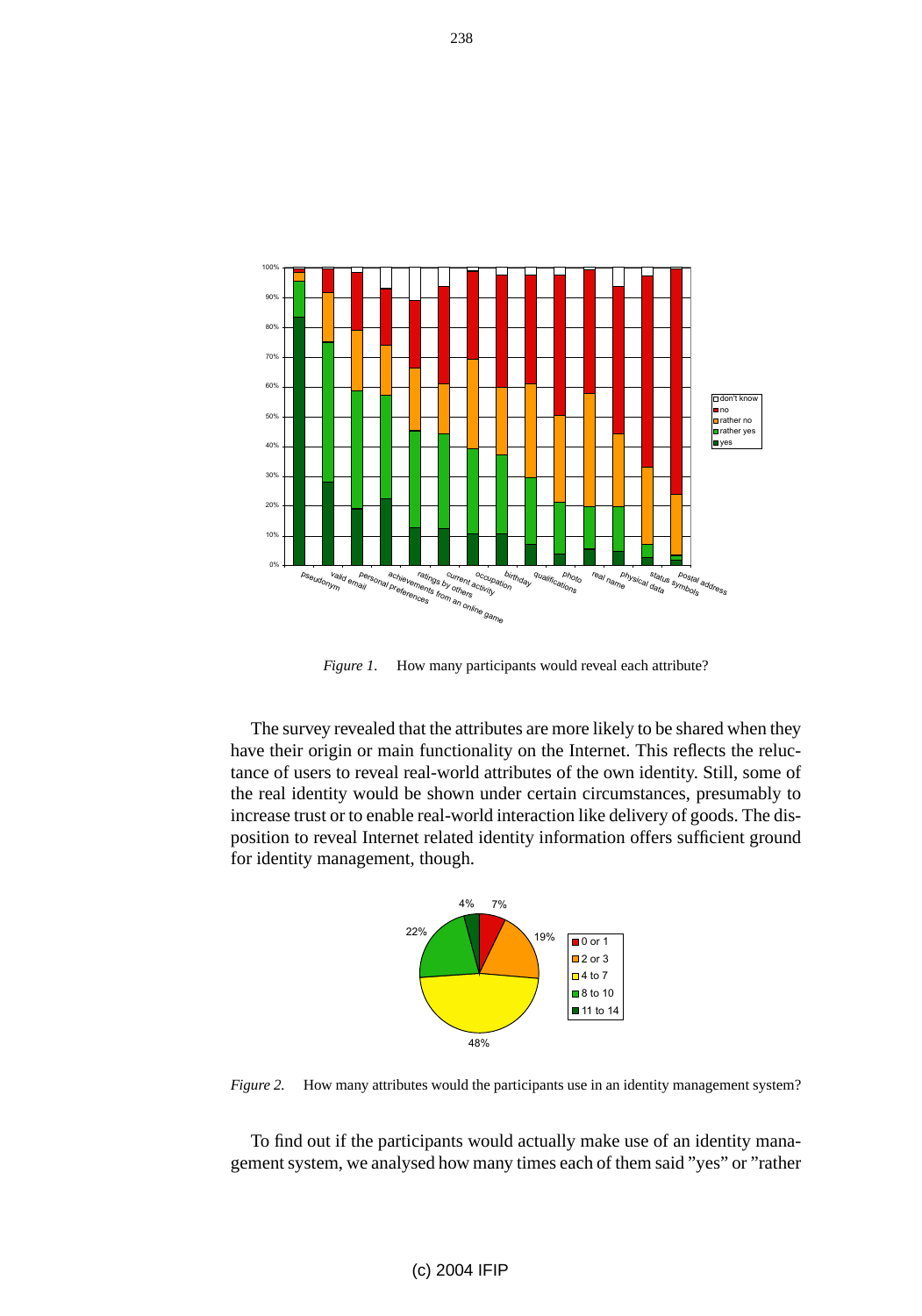*Figure 1.* How many participants would reveal each attribute?

The survey revealed that the attributes are more likely to be shared when they have their origin or main functionality on the Internet. This reflects the reluctance of users to reveal real-world attributes of the own identity. Still, some of the real identity would be shown under certain circumstances, presumably to increase trust or to enable real-world interaction like delivery of goods. The disposition to reveal Internet related identity information offers sufficient ground for identity management, though.

*Figure 2.* How many attributes would the participants use in an identity management system?

To find out if the participants would actually make use of an identity management system, we analysed how many times each of them said "yes" or "rather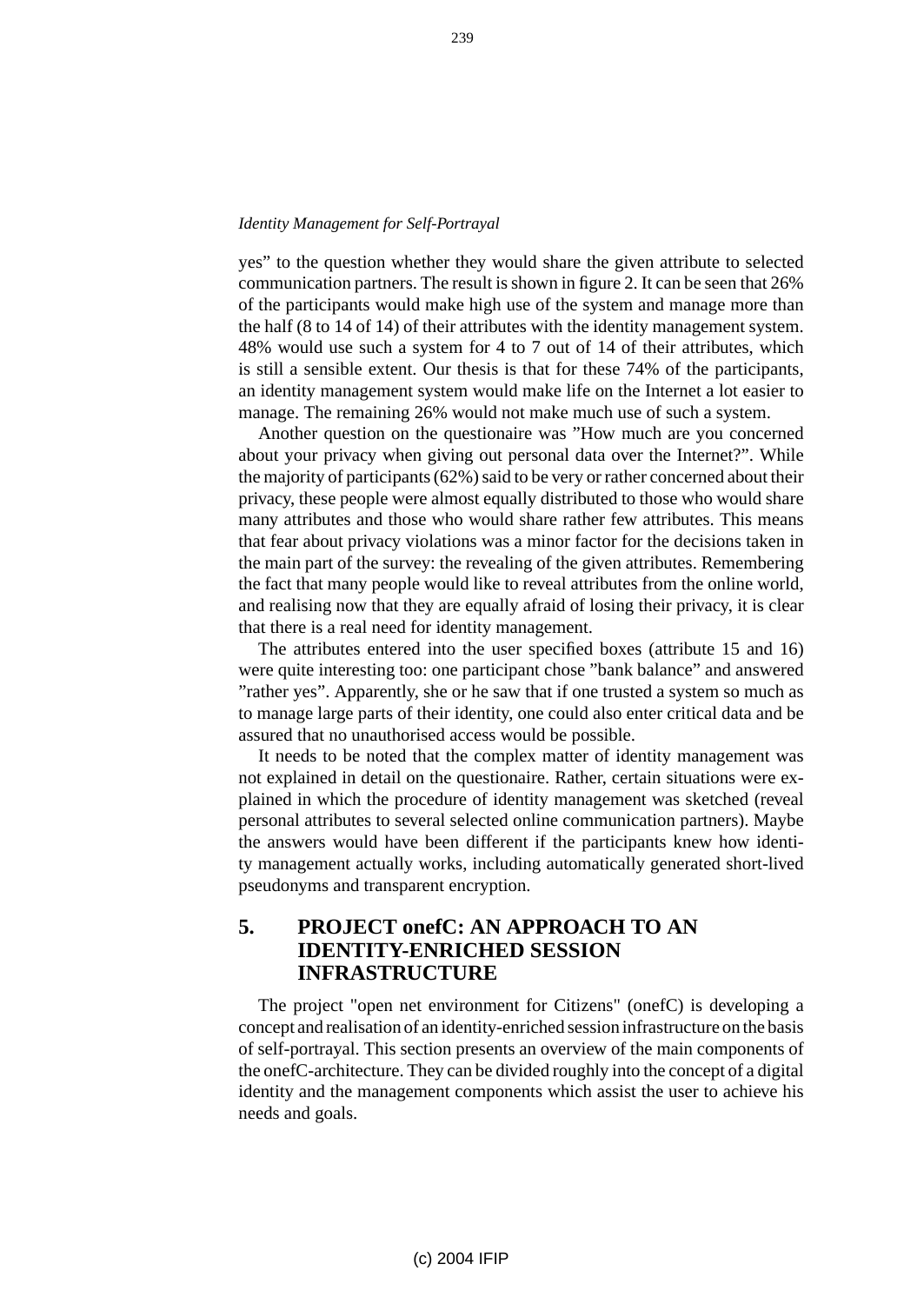yes" to the question whether they would share the given attribute to selected communication partners. The result is shown in figure 2. It can be seen that 26% of the participants would make high use of the system and manage more than the half (8 to 14 of 14) of their attributes with the identity management system. 48% would use such a system for 4 to 7 out of 14 of their attributes, which is still a sensible extent. Our thesis is that for these 74% of the participants, an identity management system would make life on the Internet a lot easier to manage. The remaining 26% would not make much use of such a system.

Another question on the questionaire was "How much are you concerned about your privacy when giving out personal data over the Internet?". While the majority of participants (62%) said to be very or rather concerned about their privacy, these people were almost equally distributed to those who would share many attributes and those who would share rather few attributes. This means that fear about privacy violations was a minor factor for the decisions taken in the main part of the survey: the revealing of the given attributes. Remembering the fact that many people would like to reveal attributes from the online world, and realising now that they are equally afraid of losing their privacy, it is clear that there is a real need for identity management.

The attributes entered into the user specified boxes (attribute 15 and 16) were quite interesting too: one participant chose "bank balance" and answered "rather yes". Apparently, she or he saw that if one trusted a system so much as to manage large parts of their identity, one could also enter critical data and be assured that no unauthorised access would be possible.

It needs to be noted that the complex matter of identity management was not explained in detail on the questionaire. Rather, certain situations were explained in which the procedure of identity management was sketched (reveal personal attributes to several selected online communication partners). Maybe the answers would have been different if the participants knew how identity management actually works, including automatically generated short-lived pseudonyms and transparent encryption.

## 5. PROJECT onefC: AN APPROACH TO AN IDENTITY-ENRICHED SESSION INFRASTRUCTURE

The project "open net environment for Citizens" (onefC) is developing a concept and realisation of an identity-enriched session infrastructure on the basis of self-portrayal. This section presents an overview of the main components of the onefC-architecture. They can be divided roughly into the concept of a digital identity and the management components which assist the user to achieve his needs and goals.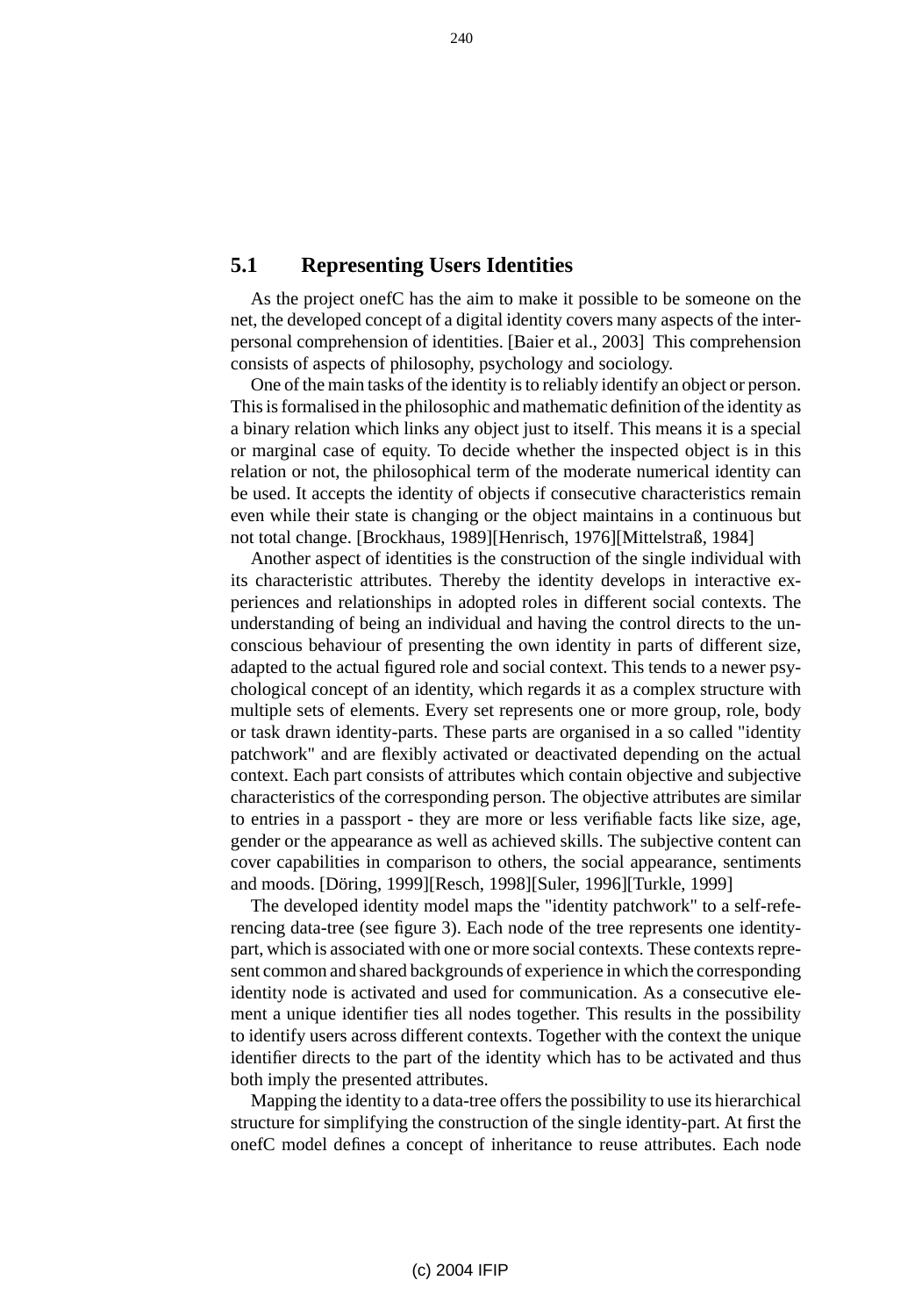## 5.1 Representing Users Identities

As the project onefC has the aim to make it possible to be someone on the net, the developed concept of a digital identity covers many aspects of the interpersonal comprehension of identities. [Baier et al., 2003] This comprehension consists of aspects of philosophy, psychology and sociology.

One of the main tasks of the identity is to reliably identify an object or person. This is formalised in the philosophic and mathematic definition of the identity as a binary relation which links any object just to itself. This means it is a special or marginal case of equity. To decide whether the inspected object is in this relation or not, the philosophical term of the moderate numerical identity can be used. It accepts the identity of objects if consecutive characteristics remain even while their state is changing or the object maintains in a continuous but not total change. [Brockhaus, 1989][Henrisch, 1976][Mittelstraß, 1984]

Another aspect of identities is the construction of the single individual with its characteristic attributes. Thereby the identity develops in interactive experiences and relationships in adopted roles in different social contexts. The understanding of being an individual and having the control directs to the unconscious behaviour of presenting the own identity in parts of different size, adapted to the actual figured role and social context. This tends to a newer psychological concept of an identity, which regards it as a complex structure with multiple sets of elements. Every set represents one or more group, role, body or task drawn identity-parts. These parts are organised in a so called "identity patchwork" and are flexibly activated or deactivated depending on the actual context. Each part consists of attributes which contain objective and subjective characteristics of the corresponding person. The objective attributes are similar to entries in a passport - they are more or less verifiable facts like size, age, gender or the appearance as well as achieved skills. The subjective content can cover capabilities in comparison to others, the social appearance, sentiments and moods. [Döring, 1999][Resch, 1998][Suler, 1996][Turkle, 1999]

The developed identity model maps the "identity patchwork" to a self-referencing data-tree (see figure 3). Each node of the tree represents one identity-part, which is associated with one or more social contexts. These contexts represent common and shared backgrounds of experience in which the corresponding identity node is activated and used for communication. As a consecutive element a unique identifier ties all nodes together. This results in the possibility to identify users across different contexts. Together with the context the unique identifier directs to the part of the identity which has to be activated and thus both imply the presented attributes.

Mapping the identity to a data-tree offers the possibility to use its hierarchical structure for simplifying the construction of the single identity-part. At first the onefC model defines a concept of inheritance to reuse attributes. Each node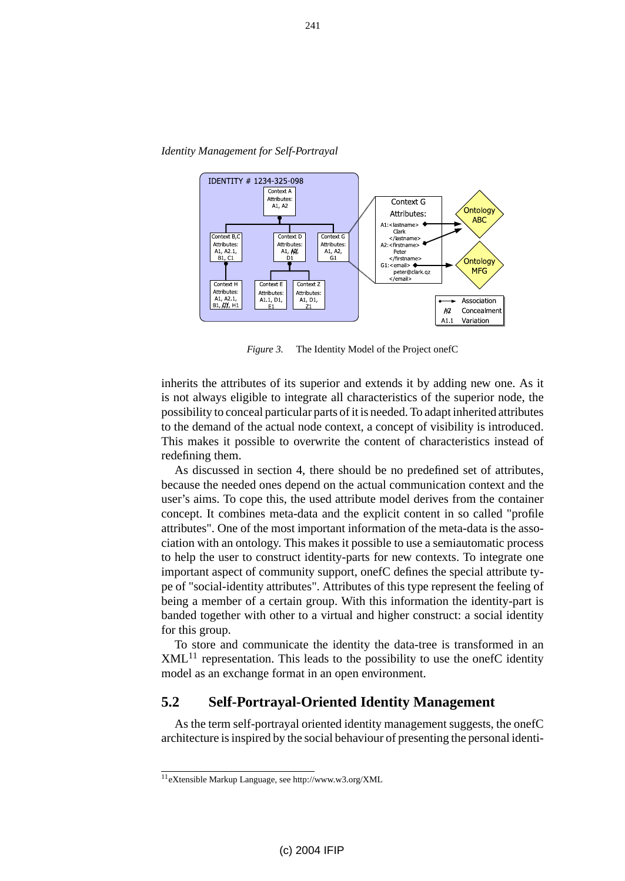*Figure 3.* The Identity Model of the Project onefC

inherits the attributes of its superior and extends it by adding new one. As it is not always eligible to integrate all characteristics of the superior node, the possibility to conceal particular parts of it is needed. To adapt inherited attributes to the demand of the actual node context, a concept of visibility is introduced. This makes it possible to overwrite the content of characteristics instead of redefining them.

As discussed in section 4, there should be no predefined set of attributes, because the needed ones depend on the actual communication context and the user's aims. To cope this, the used attribute model derives from the container concept. It combines meta-data and the explicit content in so called "profile attributes". One of the most important information of the meta-data is the association with an ontology. This makes it possible to use a semiautomatic process to help the user to construct identity-parts for new contexts. To integrate one important aspect of community support, onefC defines the special attribute type of "social-identity attributes". Attributes of this type represent the feeling of being a member of a certain group. With this information the identity-part is banded together with other to a virtual and higher construct: a social identity for this group.

To store and communicate the identity the data-tree is transformed in an XML[11] representation. This leads to the possibility to use the onefC identity model as an exchange format in an open environment.

## 5.2 Self-Portrayal-Oriented Identity Management

As the term self-portrayal oriented identity management suggests, the onefC architecture is inspired by the social behaviour of presenting the personal identi-

[11] eXtensible Markup Language, see http://www.w3.org/XML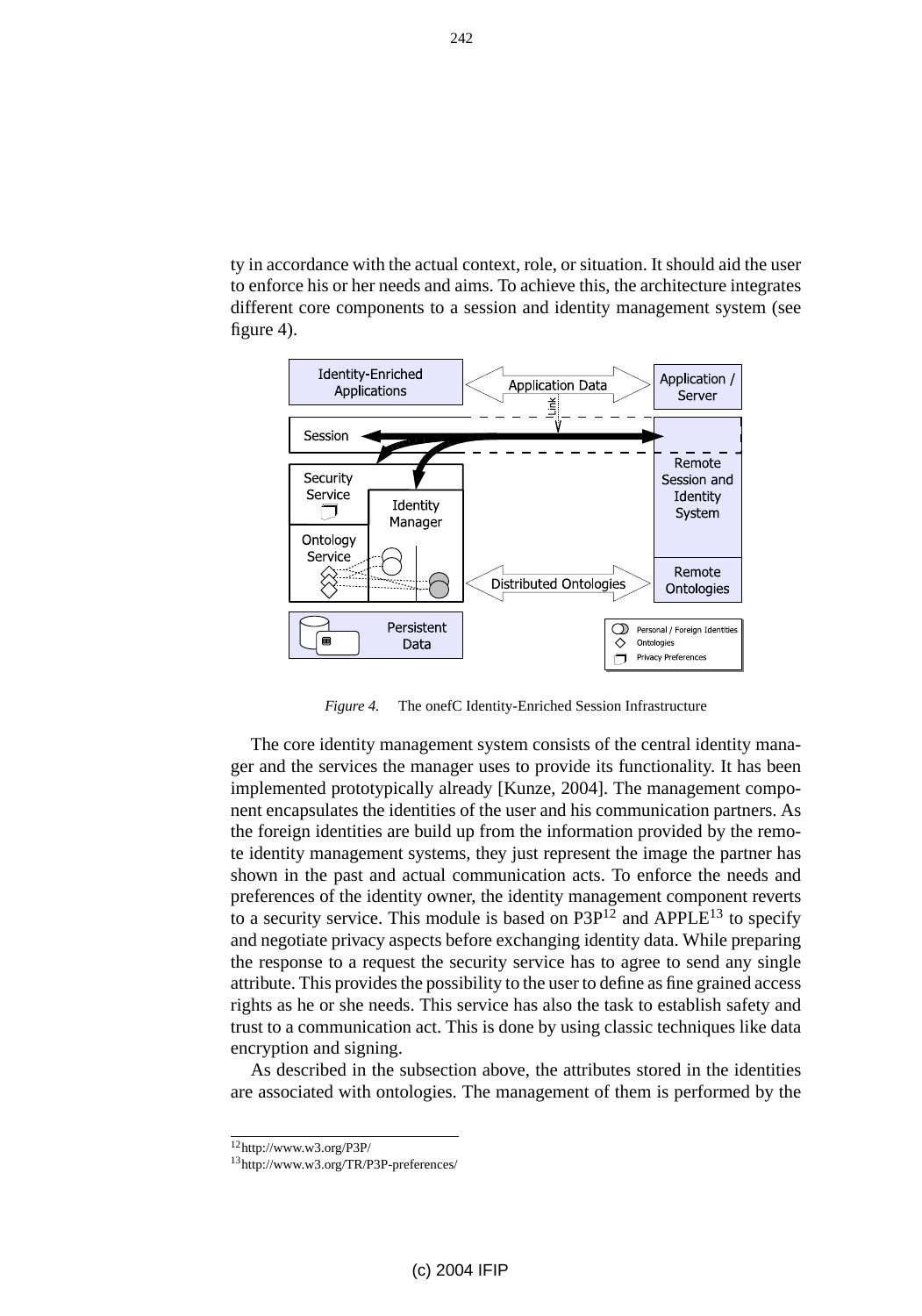ty in accordance with the actual context, role, or situation. It should aid the user to enforce his or her needs and aims. To achieve this, the architecture integrates different core components to a session and identity management system (see figure 4).

*Figure 4.* The onefC Identity-Enriched Session Infrastructure

The core identity management system consists of the central identity manager and the services the manager uses to provide its functionality. It has been implemented prototypically already [Kunze, 2004]. The management component encapsulates the identities of the user and his communication partners. As the foreign identities are build up from the information provided by the remote identity management systems, they just represent the image the partner has shown in the past and actual communication acts. To enforce the needs and preferences of the identity owner, the identity management component reverts to a security service. This module is based on P3P[12] and APPLE[13] to specify and negotiate privacy aspects before exchanging identity data. While preparing the response to a request the security service has to agree to send any single attribute. This provides the possibility to the user to define as fine grained access rights as he or she needs. This service has also the task to establish safety and trust to a communication act. This is done by using classic techniques like data encryption and signing.

As described in the subsection above, the attributes stored in the identities are associated with ontologies. The management of them is performed by the

[12] http://www.w3.org/P3P/

[13] http://www.w3.org/TR/P3P-preferences/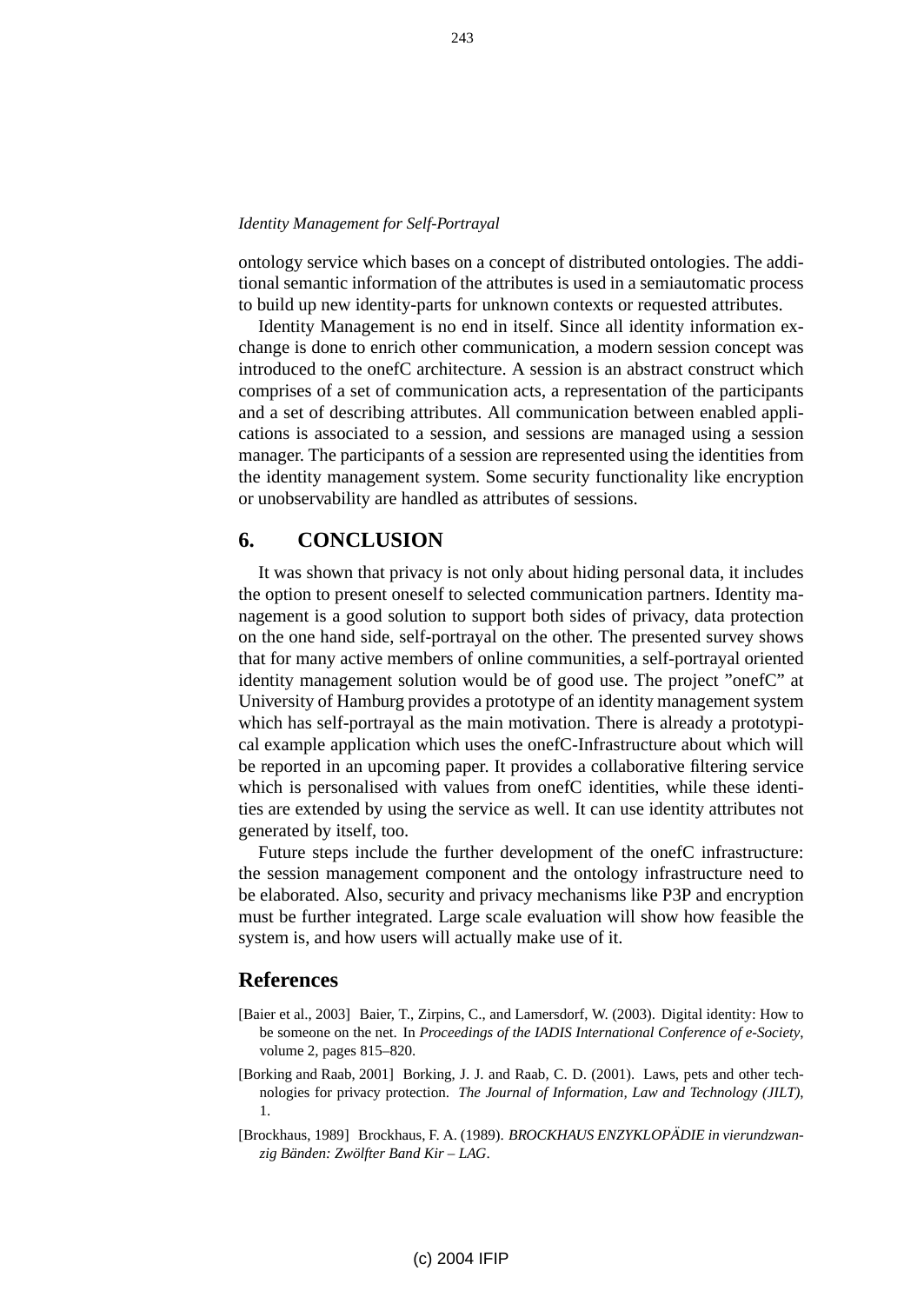ontology service which bases on a concept of distributed ontologies. The additional semantic information of the attributes is used in a semiautomatic process to build up new identity-parts for unknown contexts or requested attributes.

Identity Management is no end in itself. Since all identity information exchange is done to enrich other communication, a modern session concept was introduced to the onefC architecture. A session is an abstract construct which comprises of a set of communication acts, a representation of the participants and a set of describing attributes. All communication between enabled applications is associated to a session, and sessions are managed using a session manager. The participants of a session are represented using the identities from the identity management system. Some security functionality like encryption or unobservability are handled as attributes of sessions.

## 6. CONCLUSION

It was shown that privacy is not only about hiding personal data, it includes the option to present oneself to selected communication partners. Identity management is a good solution to support both sides of privacy, data protection on the one hand side, self-portrayal on the other. The presented survey shows that for many active members of online communities, a self-portrayal oriented identity management solution would be of good use. The project "onefC" at University of Hamburg provides a prototype of an identity management system which has self-portrayal as the main motivation. There is already a prototypical example application which uses the onefC-Infrastructure about which will be reported in an upcoming paper. It provides a collaborative filtering service which is personalised with values from onefC identities, while these identities are extended by using the service as well. It can use identity attributes not generated by itself, too.

Future steps include the further development of the onefC infrastructure: the session management component and the ontology infrastructure need to be elaborated. Also, security and privacy mechanisms like P3P and encryption must be further integrated. Large scale evaluation will show how feasible the system is, and how users will actually make use of it.

## References

[Baier et al., 2003] Baier, T., Zirpins, C., and Lamersdorf, W. (2003). Digital identity: How to be someone on the net. In *Proceedings of the IADIS International Conference of e-Society*, volume 2, pages 815–820.

[Borking and Raab, 2001] Borking, J. J. and Raab, C. D. (2001). Laws, pets and other technologies for privacy protection. *The Journal of Information, Law and Technology (JILT)*, 1.

[Brockhaus, 1989] Brockhaus, F. A. (1989). *BROCKHAUS ENZYKLOPÄDIE in vierundzwanzig Bänden: Zwölfter Band Kir – LAG*.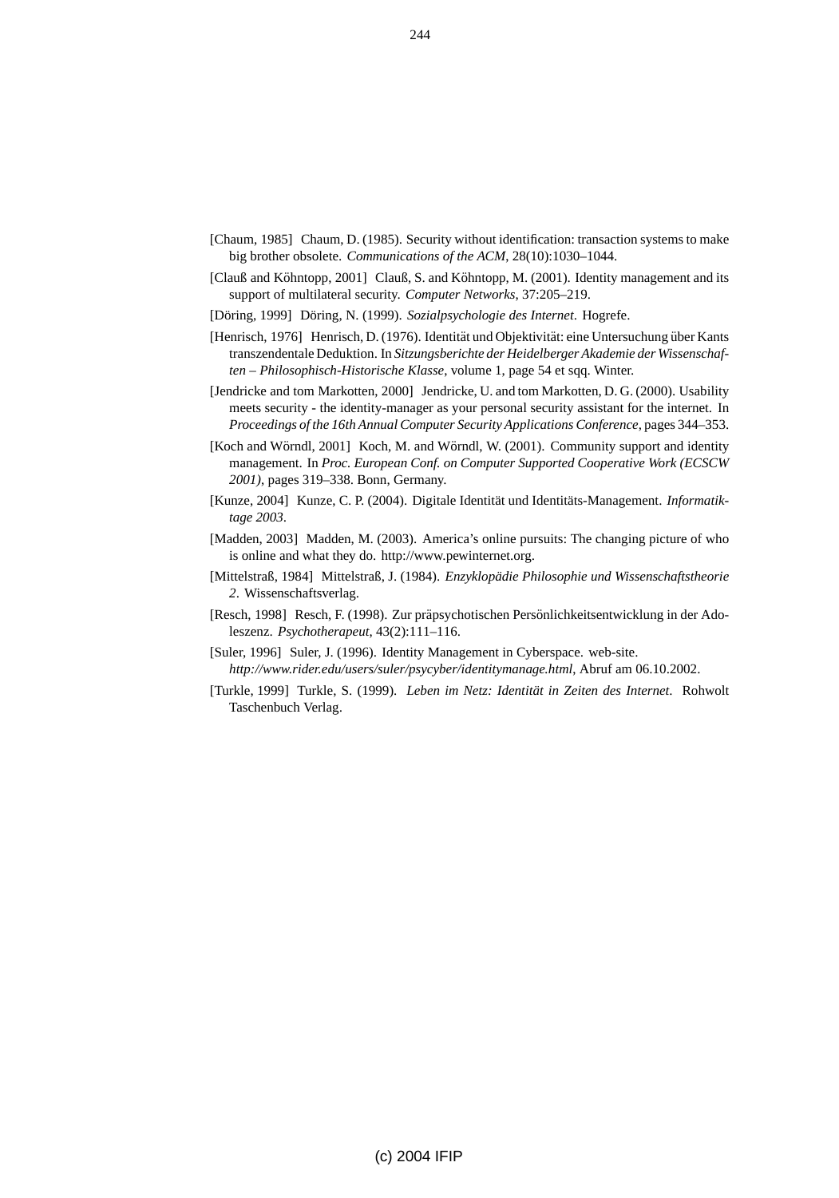[Chaum, 1985] Chaum, D. (1985). Security without identification: transaction systems to make big brother obsolete. *Communications of the ACM*, 28(10):1030–1044.

[Clauß and Köhntopp, 2001] Clauß, S. and Köhntopp, M. (2001). Identity management and its support of multilateral security. *Computer Networks*, 37:205–219.

[Döring, 1999] Döring, N. (1999). *Sozialpsychologie des Internet*. Hogrefe.

[Henrisch, 1976] Henrisch, D. (1976). Identität und Objektivität: eine Untersuchung über Kants transzendentale Deduktion. In *Sitzungsberichte der Heidelberger Akademie der Wissenschaften – Philosophisch-Historische Klasse*, volume 1, page 54 et sqq. Winter.

[Jendricke and tom Markotten, 2000] Jendricke, U. and tom Markotten, D. G. (2000). Usability meets security - the identity-manager as your personal security assistant for the internet. In *Proceedings of the 16th Annual Computer Security Applications Conference*, pages 344–353.

[Koch and Wörndl, 2001] Koch, M. and Wörndl, W. (2001). Community support and identity management. In *Proc. European Conf. on Computer Supported Cooperative Work (ECSCW 2001)*, pages 319–338. Bonn, Germany.

[Kunze, 2004] Kunze, C. P. (2004). Digitale Identität und Identitäts-Management. *Informatiktage 2003*.

[Madden, 2003] Madden, M. (2003). America's online pursuits: The changing picture of who is online and what they do. http://www.pewinternet.org.

[Mittelstraß, 1984] Mittelstraß, J. (1984). *Enzyklopädie Philosophie und Wissenschaftstheorie 2*. Wissenschaftsverlag.

[Resch, 1998] Resch, F. (1998). Zur präpsychotischen Persönlichkeitsentwicklung in der Adoleszenz. *Psychotherapeut*, 43(2):111–116.

[Suler, 1996] Suler, J. (1996). Identity Management in Cyberspace. web-site. *http://www.rider.edu/users/suler/psycyber/identitymanage.html*, Abruf am 06.10.2002.

[Turkle, 1999] Turkle, S. (1999). *Leben im Netz: Identität in Zeiten des Internet*. Rohwolt Taschenbuch Verlag.